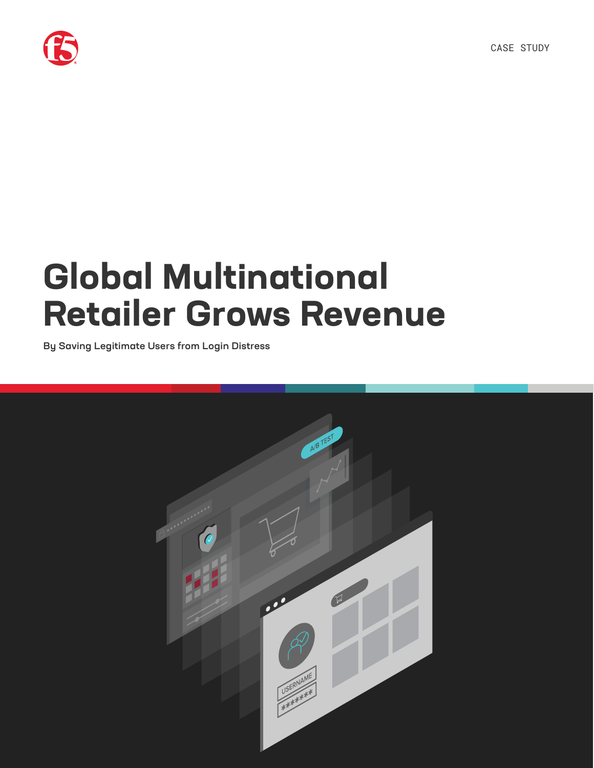CASE STUDY

# Global Multinational Retailer Grows Revenue

**By Saving Legitimate Users from Login Distress**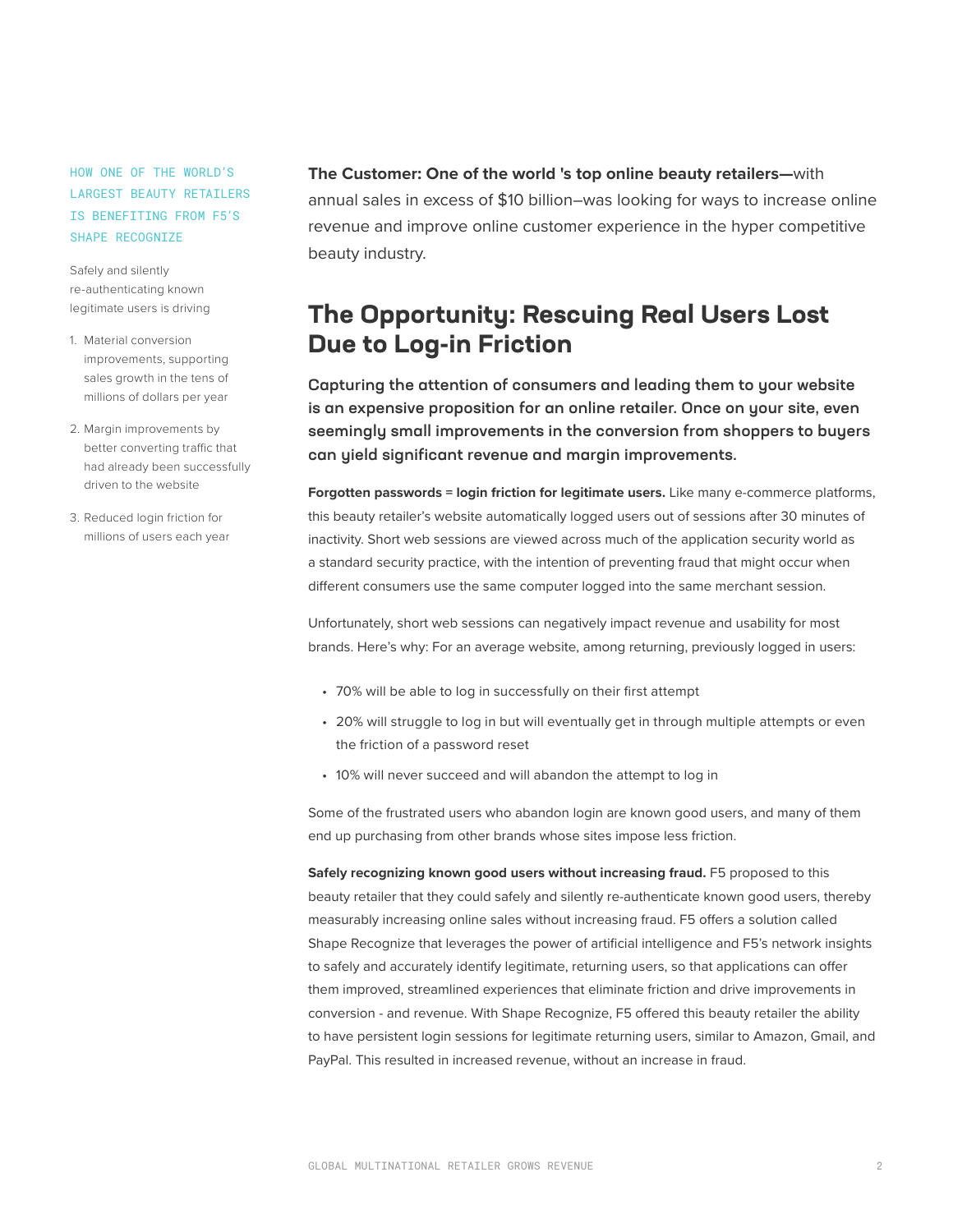HOW ONE OF THE WORLD'S LARGEST BEAUTY RETAILERS IS BENEFITING FROM F5'S SHAPE RECOGNIZE

Safely and silently re-authenticating known legitimate users is driving

1. Material conversion improvements, supporting sales growth in the tens of millions of dollars per year
2. Margin improvements by better converting traffic that had already been successfully driven to the website
3. Reduced login friction for millions of users each year

**The Customer: One of the world 's top online beauty retailers—**with annual sales in excess of $10 billion–was looking for ways to increase online revenue and improve online customer experience in the hyper competitive beauty industry.

## The Opportunity: Rescuing Real Users Lost Due to Log-in Friction

**Capturing the attention of consumers and leading them to your website is an expensive proposition for an online retailer. Once on your site, even seemingly small improvements in the conversion from shoppers to buyers can yield significant revenue and margin improvements.**

**Forgotten passwords = login friction for legitimate users.** Like many e-commerce platforms, this beauty retailer's website automatically logged users out of sessions after 30 minutes of inactivity. Short web sessions are viewed across much of the application security world as a standard security practice, with the intention of preventing fraud that might occur when different consumers use the same computer logged into the same merchant session.

Unfortunately, short web sessions can negatively impact revenue and usability for most brands. Here's why: For an average website, among returning, previously logged in users:

- 70% will be able to log in successfully on their first attempt
- 20% will struggle to log in but will eventually get in through multiple attempts or even the friction of a password reset
- 10% will never succeed and will abandon the attempt to log in

Some of the frustrated users who abandon login are known good users, and many of them end up purchasing from other brands whose sites impose less friction.

**Safely recognizing known good users without increasing fraud.** F5 proposed to this beauty retailer that they could safely and silently re-authenticate known good users, thereby measurably increasing online sales without increasing fraud. F5 offers a solution called Shape Recognize that leverages the power of artificial intelligence and F5's network insights to safely and accurately identify legitimate, returning users, so that applications can offer them improved, streamlined experiences that eliminate friction and drive improvements in conversion - and revenue. With Shape Recognize, F5 offered this beauty retailer the ability to have persistent login sessions for legitimate returning users, similar to Amazon, Gmail, and PayPal. This resulted in increased revenue, without an increase in fraud.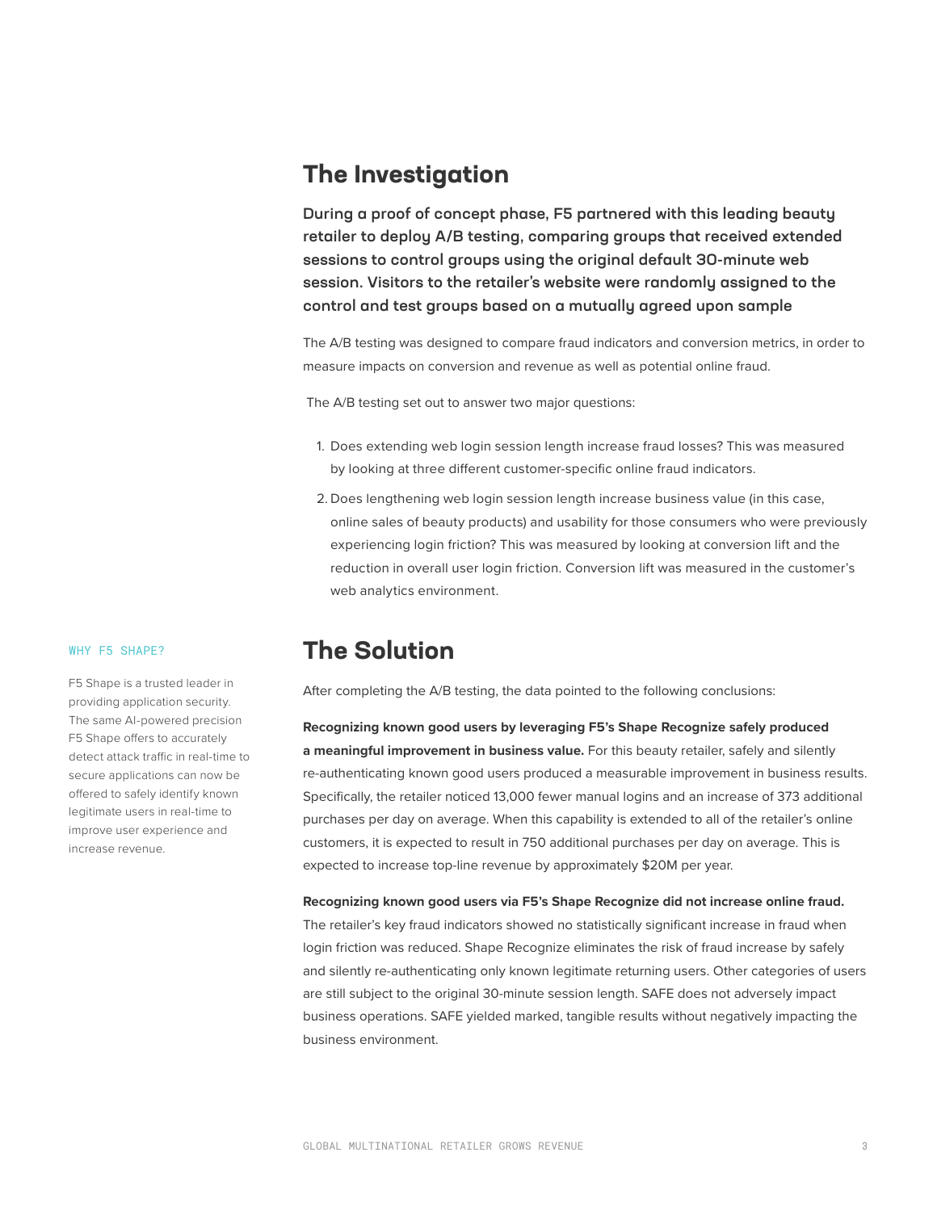## The Investigation

**During a proof of concept phase, F5 partnered with this leading beauty retailer to deploy A/B testing, comparing groups that received extended sessions to control groups using the original default 30-minute web session. Visitors to the retailer's website were randomly assigned to the control and test groups based on a mutually agreed upon sample**

The A/B testing was designed to compare fraud indicators and conversion metrics, in order to measure impacts on conversion and revenue as well as potential online fraud.

The A/B testing set out to answer two major questions:

1. Does extending web login session length increase fraud losses? This was measured by looking at three different customer-specific online fraud indicators.
2. Does lengthening web login session length increase business value (in this case, online sales of beauty products) and usability for those consumers who were previously experiencing login friction? This was measured by looking at conversion lift and the reduction in overall user login friction. Conversion lift was measured in the customer's web analytics environment.

## The Solution

After completing the A/B testing, the data pointed to the following conclusions:

**Recognizing known good users by leveraging F5's Shape Recognize safely produced a meaningful improvement in business value.** For this beauty retailer, safely and silently re-authenticating known good users produced a measurable improvement in business results. Specifically, the retailer noticed 13,000 fewer manual logins and an increase of 373 additional purchases per day on average. When this capability is extended to all of the retailer's online customers, it is expected to result in 750 additional purchases per day on average. This is expected to increase top-line revenue by approximately $20M per year.

**Recognizing known good users via F5's Shape Recognize did not increase online fraud.** The retailer's key fraud indicators showed no statistically significant increase in fraud when login friction was reduced. Shape Recognize eliminates the risk of fraud increase by safely and silently re-authenticating only known legitimate returning users. Other categories of users are still subject to the original 30-minute session length. SAFE does not adversely impact business operations. SAFE yielded marked, tangible results without negatively impacting the business environment.

WHY F5 SHAPE?

F5 Shape is a trusted leader in providing application security. The same AI-powered precision F5 Shape offers to accurately detect attack traffic in real-time to secure applications can now be offered to safely identify known legitimate users in real-time to improve user experience and increase revenue.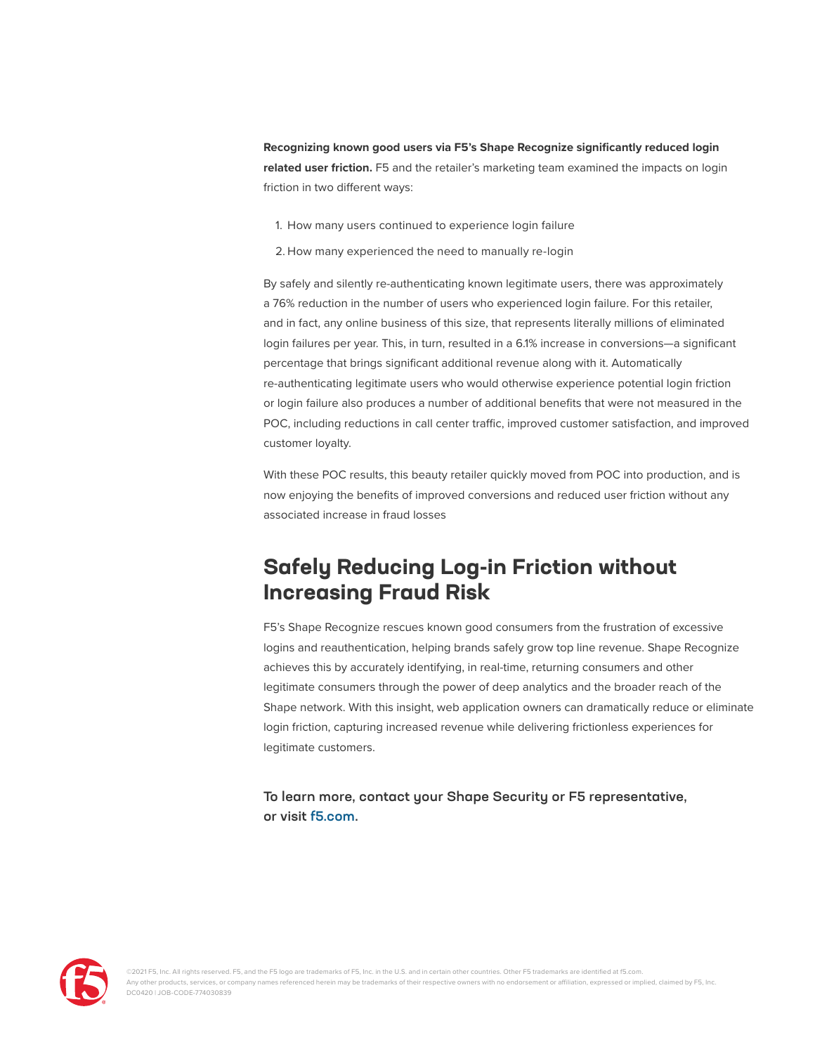**Recognizing known good users via F5's Shape Recognize significantly reduced login related user friction.** F5 and the retailer's marketing team examined the impacts on login friction in two different ways:

1. How many users continued to experience login failure
2. How many experienced the need to manually re-login

By safely and silently re-authenticating known legitimate users, there was approximately a 76% reduction in the number of users who experienced login failure. For this retailer, and in fact, any online business of this size, that represents literally millions of eliminated login failures per year. This, in turn, resulted in a 6.1% increase in conversions—a significant percentage that brings significant additional revenue along with it. Automatically re-authenticating legitimate users who would otherwise experience potential login friction or login failure also produces a number of additional benefits that were not measured in the POC, including reductions in call center traffic, improved customer satisfaction, and improved customer loyalty.

With these POC results, this beauty retailer quickly moved from POC into production, and is now enjoying the benefits of improved conversions and reduced user friction without any associated increase in fraud losses

## Safely Reducing Log-in Friction without Increasing Fraud Risk

F5's Shape Recognize rescues known good consumers from the frustration of excessive logins and reauthentication, helping brands safely grow top line revenue. Shape Recognize achieves this by accurately identifying, in real-time, returning consumers and other legitimate consumers through the power of deep analytics and the broader reach of the Shape network. With this insight, web application owners can dramatically reduce or eliminate login friction, capturing increased revenue while delivering frictionless experiences for legitimate customers.

**To learn more, contact your Shape Security or F5 representative, or visit f5.com.**

©2021 F5, Inc. All rights reserved. F5, and the F5 logo are trademarks of F5, Inc. in the U.S. and in certain other countries. Other F5 trademarks are identified at f5.com. Any other products, services, or company names referenced herein may be trademarks of their respective owners with no endorsement or affiliation, expressed or implied, claimed by F5, Inc.
DC0420 | JOB-CODE-774030839